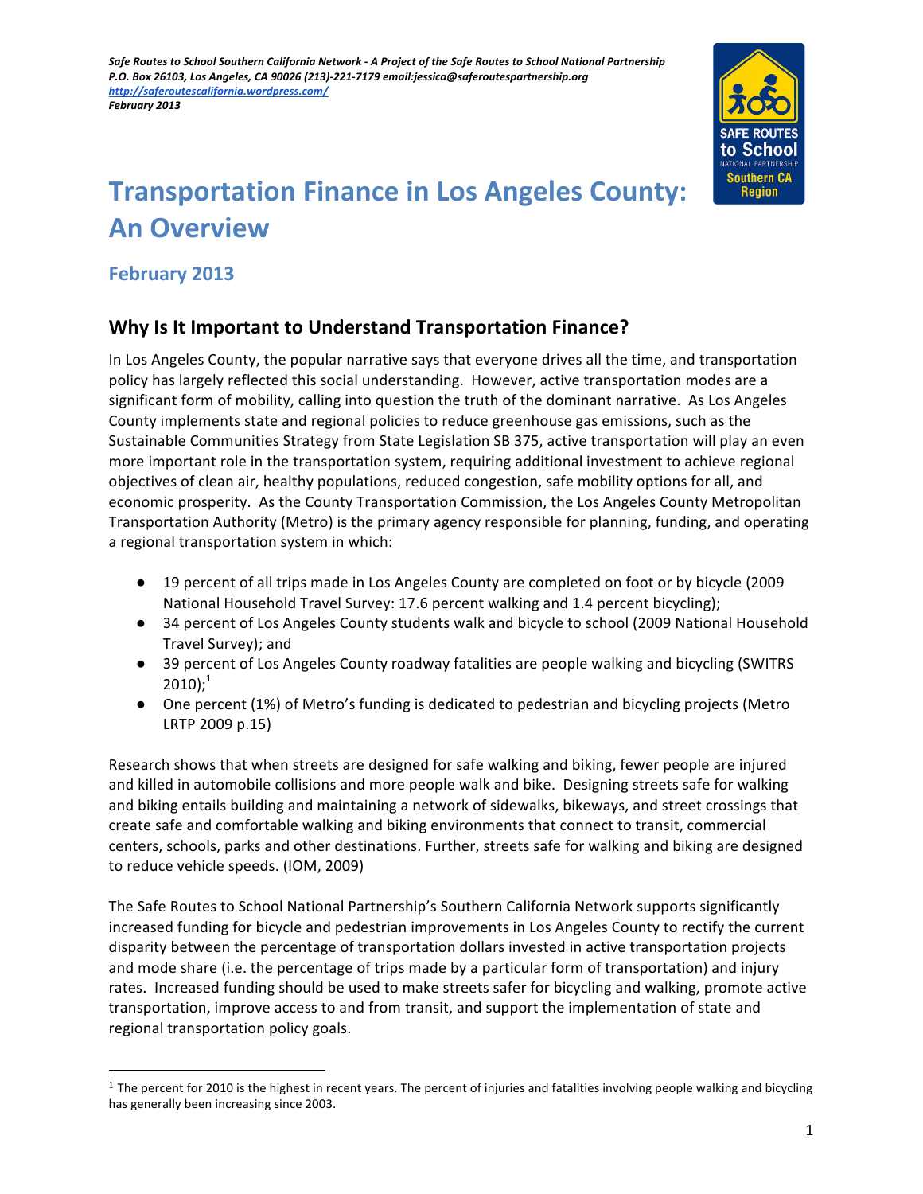*Safe Routes to School Southern California Network - A Project of the Safe Routes to School National Partnership*
*P.O. Box 26103, Los Angeles, CA 90026 (213)-221-7179 email:jessica@saferoutespartnership.org*
*http://saferoutescalifornia.wordpress.com/*
*February 2013*

# Transportation Finance in Los Angeles County: An Overview

### February 2013

## Why Is It Important to Understand Transportation Finance?

In Los Angeles County, the popular narrative says that everyone drives all the time, and transportation policy has largely reflected this social understanding. However, active transportation modes are a significant form of mobility, calling into question the truth of the dominant narrative. As Los Angeles County implements state and regional policies to reduce greenhouse gas emissions, such as the Sustainable Communities Strategy from State Legislation SB 375, active transportation will play an even more important role in the transportation system, requiring additional investment to achieve regional objectives of clean air, healthy populations, reduced congestion, safe mobility options for all, and economic prosperity. As the County Transportation Commission, the Los Angeles County Metropolitan Transportation Authority (Metro) is the primary agency responsible for planning, funding, and operating a regional transportation system in which:

- 19 percent of all trips made in Los Angeles County are completed on foot or by bicycle (2009 National Household Travel Survey: 17.6 percent walking and 1.4 percent bicycling);
- 34 percent of Los Angeles County students walk and bicycle to school (2009 National Household Travel Survey); and
- 39 percent of Los Angeles County roadway fatalities are people walking and bicycling (SWITRS 2010);[1]
- One percent (1%) of Metro's funding is dedicated to pedestrian and bicycling projects (Metro LRTP 2009 p.15)

Research shows that when streets are designed for safe walking and biking, fewer people are injured and killed in automobile collisions and more people walk and bike. Designing streets safe for walking and biking entails building and maintaining a network of sidewalks, bikeways, and street crossings that create safe and comfortable walking and biking environments that connect to transit, commercial centers, schools, parks and other destinations. Further, streets safe for walking and biking are designed to reduce vehicle speeds. (IOM, 2009)

The Safe Routes to School National Partnership's Southern California Network supports significantly increased funding for bicycle and pedestrian improvements in Los Angeles County to rectify the current disparity between the percentage of transportation dollars invested in active transportation projects and mode share (i.e. the percentage of trips made by a particular form of transportation) and injury rates. Increased funding should be used to make streets safer for bicycling and walking, promote active transportation, improve access to and from transit, and support the implementation of state and regional transportation policy goals.

[1] The percent for 2010 is the highest in recent years. The percent of injuries and fatalities involving people walking and bicycling has generally been increasing since 2003.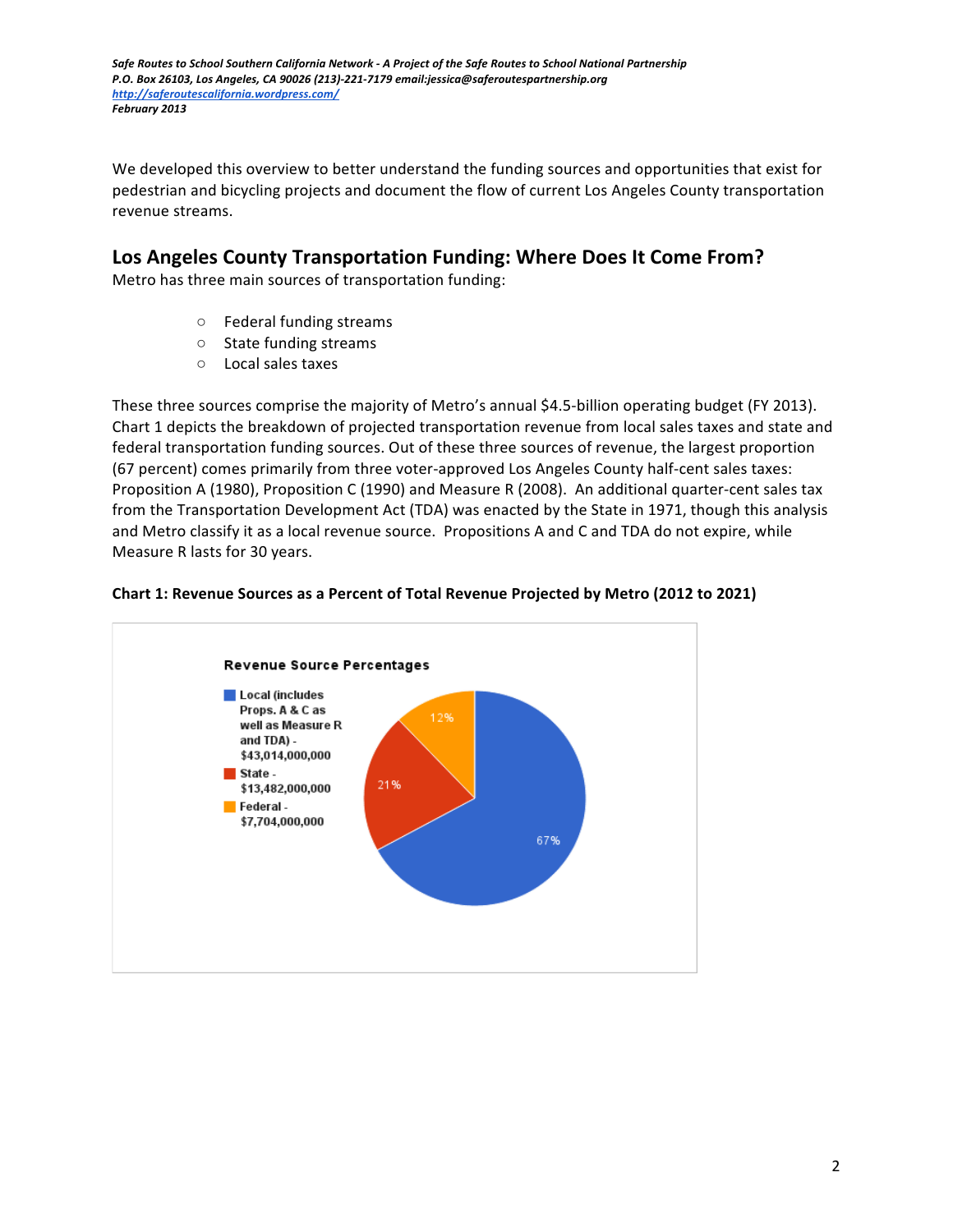*Safe Routes to School Southern California Network - A Project of the Safe Routes to School National Partnership*
*P.O. Box 26103, Los Angeles, CA 90026 (213)-221-7179 email:jessica@saferoutespartnership.org*
*[http://saferoutescalifornia.wordpress.com/](http://saferoutescalifornia.wordpress.com/)*
*February 2013*

We developed this overview to better understand the funding sources and opportunities that exist for pedestrian and bicycling projects and document the flow of current Los Angeles County transportation revenue streams.

## Los Angeles County Transportation Funding: Where Does It Come From?

Metro has three main sources of transportation funding:

- Federal funding streams
- State funding streams
- Local sales taxes

These three sources comprise the majority of Metro's annual $4.5-billion operating budget (FY 2013). Chart 1 depicts the breakdown of projected transportation revenue from local sales taxes and state and federal transportation funding sources. Out of these three sources of revenue, the largest proportion (67 percent) comes primarily from three voter-approved Los Angeles County half-cent sales taxes: Proposition A (1980), Proposition C (1990) and Measure R (2008). An additional quarter-cent sales tax from the Transportation Development Act (TDA) was enacted by the State in 1971, though this analysis and Metro classify it as a local revenue source. Propositions A and C and TDA do not expire, while Measure R lasts for 30 years.

**Chart 1: Revenue Sources as a Percent of Total Revenue Projected by Metro (2012 to 2021)**

**Revenue Source Percentages**

| Source | Amount | Percent |
|---|---|---|
| Local (includes Props. A & C as well as Measure R and TDA) | $43,014,000,000 | 67% |
| State | $13,482,000,000 | 21% |
| Federal | $7,704,000,000 | 12% |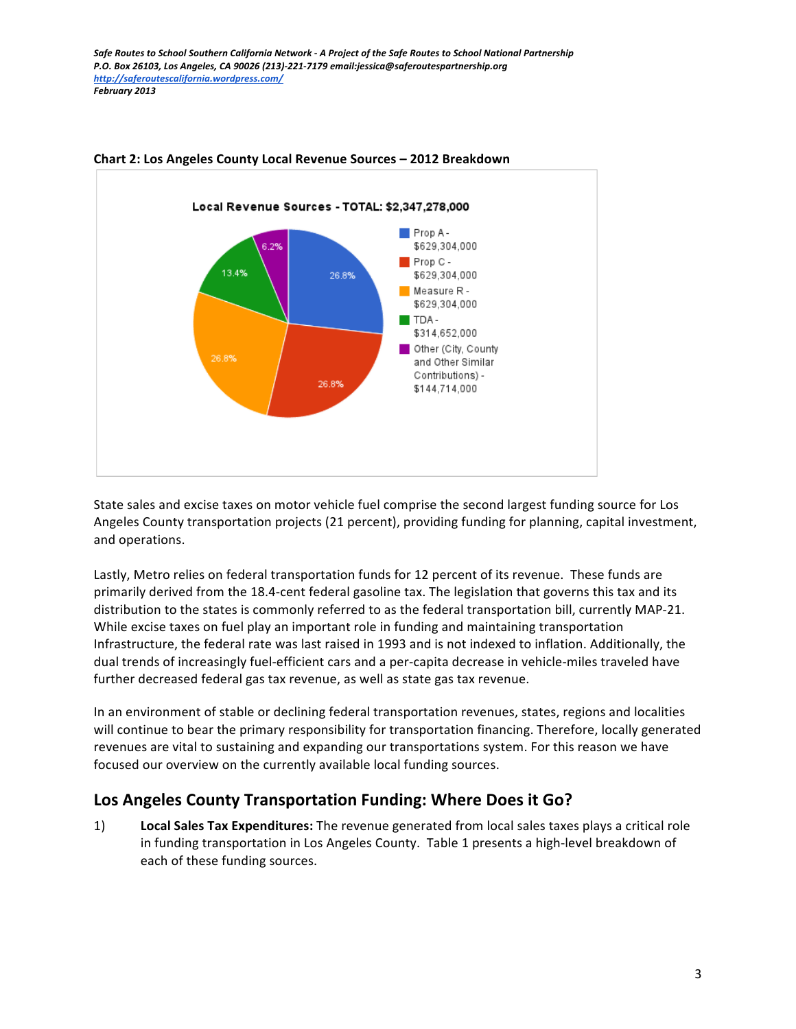**Chart 2: Los Angeles County Local Revenue Sources – 2012 Breakdown**

Local Revenue Sources - TOTAL: $2,347,278,000

| Source | Amount | Percent |
|---|---|---|
| Prop A | $629,304,000 | 26.8% |
| Prop C | $629,304,000 | 26.8% |
| Measure R | $629,304,000 | 26.8% |
| TDA | $314,652,000 | 13.4% |
| Other (City, County and Other Similar Contributions) | $144,714,000 | 6.2% |

State sales and excise taxes on motor vehicle fuel comprise the second largest funding source for Los Angeles County transportation projects (21 percent), providing funding for planning, capital investment, and operations.

Lastly, Metro relies on federal transportation funds for 12 percent of its revenue. These funds are primarily derived from the 18.4-cent federal gasoline tax. The legislation that governs this tax and its distribution to the states is commonly referred to as the federal transportation bill, currently MAP-21. While excise taxes on fuel play an important role in funding and maintaining transportation Infrastructure, the federal rate was last raised in 1993 and is not indexed to inflation. Additionally, the dual trends of increasingly fuel-efficient cars and a per-capita decrease in vehicle-miles traveled have further decreased federal gas tax revenue, as well as state gas tax revenue.

In an environment of stable or declining federal transportation revenues, states, regions and localities will continue to bear the primary responsibility for transportation financing. Therefore, locally generated revenues are vital to sustaining and expanding our transportations system. For this reason we have focused our overview on the currently available local funding sources.

## Los Angeles County Transportation Funding: Where Does it Go?

1) **Local Sales Tax Expenditures:** The revenue generated from local sales taxes plays a critical role in funding transportation in Los Angeles County. Table 1 presents a high-level breakdown of each of these funding sources.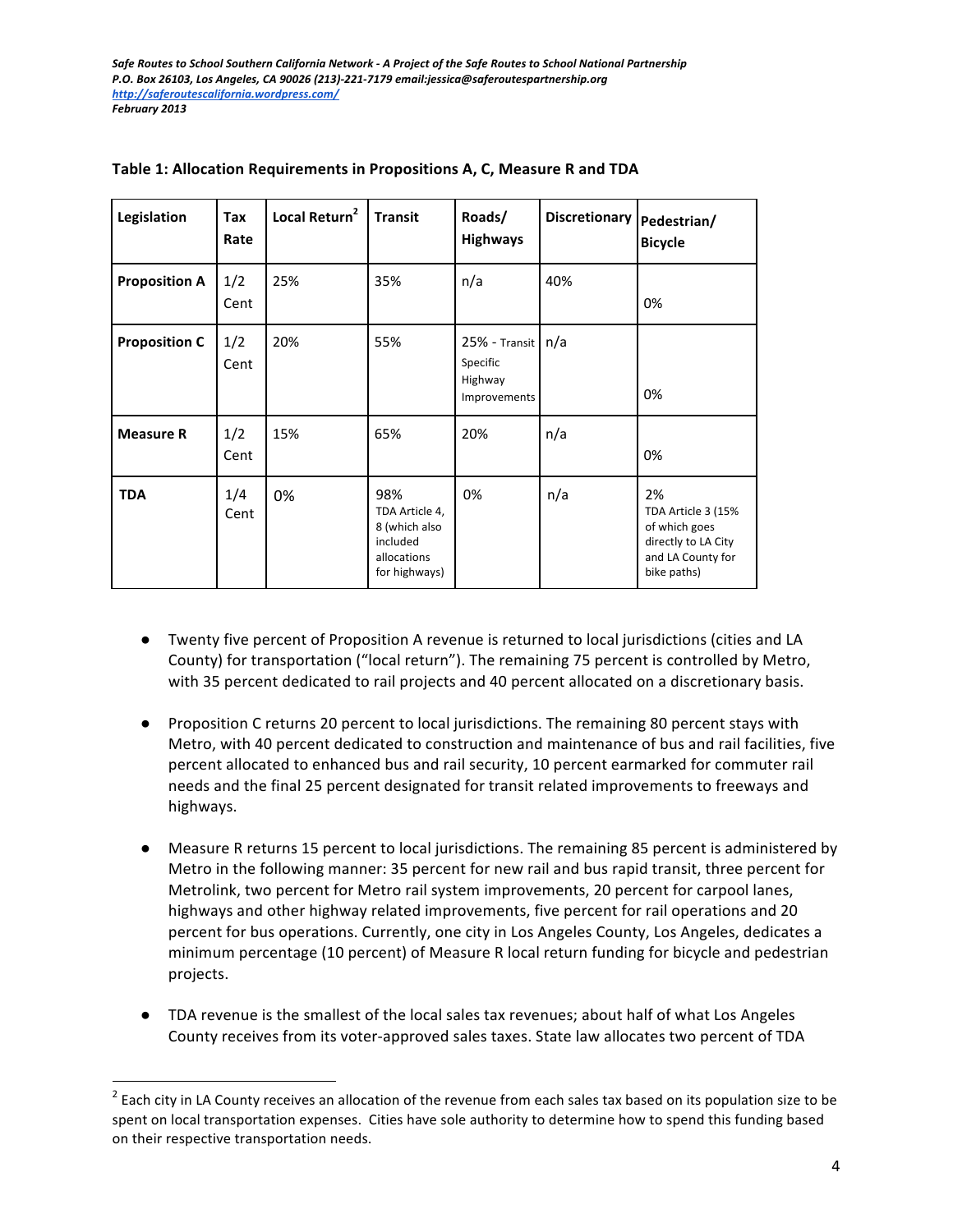**Table 1: Allocation Requirements in Propositions A, C, Measure R and TDA**

| Legislation | Tax Rate | Local Return[2] | Transit | Roads/ Highways | Discretionary | Pedestrian/ Bicycle |
|---|---|---|---|---|---|---|
| **Proposition A** | 1/2 Cent | 25% | 35% | n/a | 40% | 0% |
| **Proposition C** | 1/2 Cent | 20% | 55% | 25% - Transit Specific Highway Improvements | n/a | 0% |
| **Measure R** | 1/2 Cent | 15% | 65% | 20% | n/a | 0% |
| **TDA** | 1/4 Cent | 0% | 98% TDA Article 4, 8 (which also included allocations for highways) | 0% | n/a | 2% TDA Article 3 (15% of which goes directly to LA City and LA County for bike paths) |

- Twenty five percent of Proposition A revenue is returned to local jurisdictions (cities and LA County) for transportation ("local return"). The remaining 75 percent is controlled by Metro, with 35 percent dedicated to rail projects and 40 percent allocated on a discretionary basis.

- Proposition C returns 20 percent to local jurisdictions. The remaining 80 percent stays with Metro, with 40 percent dedicated to construction and maintenance of bus and rail facilities, five percent allocated to enhanced bus and rail security, 10 percent earmarked for commuter rail needs and the final 25 percent designated for transit related improvements to freeways and highways.

- Measure R returns 15 percent to local jurisdictions. The remaining 85 percent is administered by Metro in the following manner: 35 percent for new rail and bus rapid transit, three percent for Metrolink, two percent for Metro rail system improvements, 20 percent for carpool lanes, highways and other highway related improvements, five percent for rail operations and 20 percent for bus operations. Currently, one city in Los Angeles County, Los Angeles, dedicates a minimum percentage (10 percent) of Measure R local return funding for bicycle and pedestrian projects.

- TDA revenue is the smallest of the local sales tax revenues; about half of what Los Angeles County receives from its voter-approved sales taxes. State law allocates two percent of TDA

[2] Each city in LA County receives an allocation of the revenue from each sales tax based on its population size to be spent on local transportation expenses. Cities have sole authority to determine how to spend this funding based on their respective transportation needs.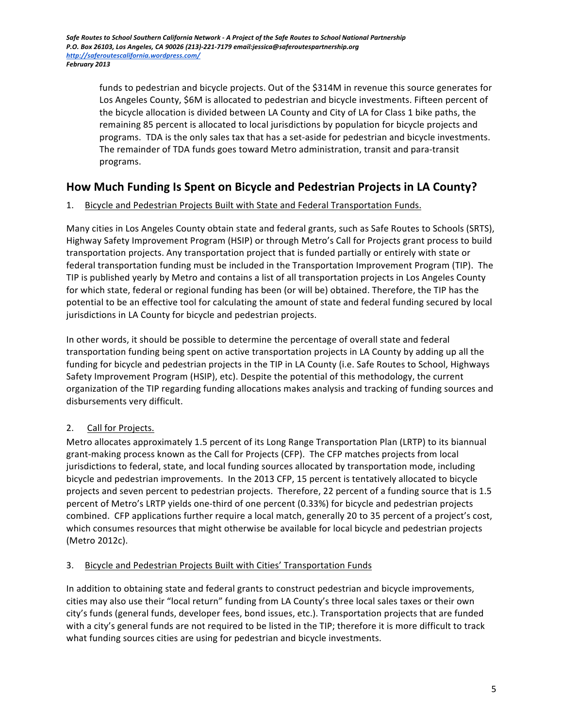funds to pedestrian and bicycle projects. Out of the $314M in revenue this source generates for Los Angeles County, $6M is allocated to pedestrian and bicycle investments. Fifteen percent of the bicycle allocation is divided between LA County and City of LA for Class 1 bike paths, the remaining 85 percent is allocated to local jurisdictions by population for bicycle projects and programs. TDA is the only sales tax that has a set-aside for pedestrian and bicycle investments. The remainder of TDA funds goes toward Metro administration, transit and para-transit programs.

## How Much Funding Is Spent on Bicycle and Pedestrian Projects in LA County?

1. Bicycle and Pedestrian Projects Built with State and Federal Transportation Funds.

Many cities in Los Angeles County obtain state and federal grants, such as Safe Routes to Schools (SRTS), Highway Safety Improvement Program (HSIP) or through Metro's Call for Projects grant process to build transportation projects. Any transportation project that is funded partially or entirely with state or federal transportation funding must be included in the Transportation Improvement Program (TIP). The TIP is published yearly by Metro and contains a list of all transportation projects in Los Angeles County for which state, federal or regional funding has been (or will be) obtained. Therefore, the TIP has the potential to be an effective tool for calculating the amount of state and federal funding secured by local jurisdictions in LA County for bicycle and pedestrian projects.

In other words, it should be possible to determine the percentage of overall state and federal transportation funding being spent on active transportation projects in LA County by adding up all the funding for bicycle and pedestrian projects in the TIP in LA County (i.e. Safe Routes to School, Highways Safety Improvement Program (HSIP), etc). Despite the potential of this methodology, the current organization of the TIP regarding funding allocations makes analysis and tracking of funding sources and disbursements very difficult.

2. Call for Projects.

Metro allocates approximately 1.5 percent of its Long Range Transportation Plan (LRTP) to its biannual grant-making process known as the Call for Projects (CFP). The CFP matches projects from local jurisdictions to federal, state, and local funding sources allocated by transportation mode, including bicycle and pedestrian improvements. In the 2013 CFP, 15 percent is tentatively allocated to bicycle projects and seven percent to pedestrian projects. Therefore, 22 percent of a funding source that is 1.5 percent of Metro's LRTP yields one-third of one percent (0.33%) for bicycle and pedestrian projects combined. CFP applications further require a local match, generally 20 to 35 percent of a project's cost, which consumes resources that might otherwise be available for local bicycle and pedestrian projects (Metro 2012c).

3. Bicycle and Pedestrian Projects Built with Cities' Transportation Funds

In addition to obtaining state and federal grants to construct pedestrian and bicycle improvements, cities may also use their "local return" funding from LA County's three local sales taxes or their own city's funds (general funds, developer fees, bond issues, etc.). Transportation projects that are funded with a city's general funds are not required to be listed in the TIP; therefore it is more difficult to track what funding sources cities are using for pedestrian and bicycle investments.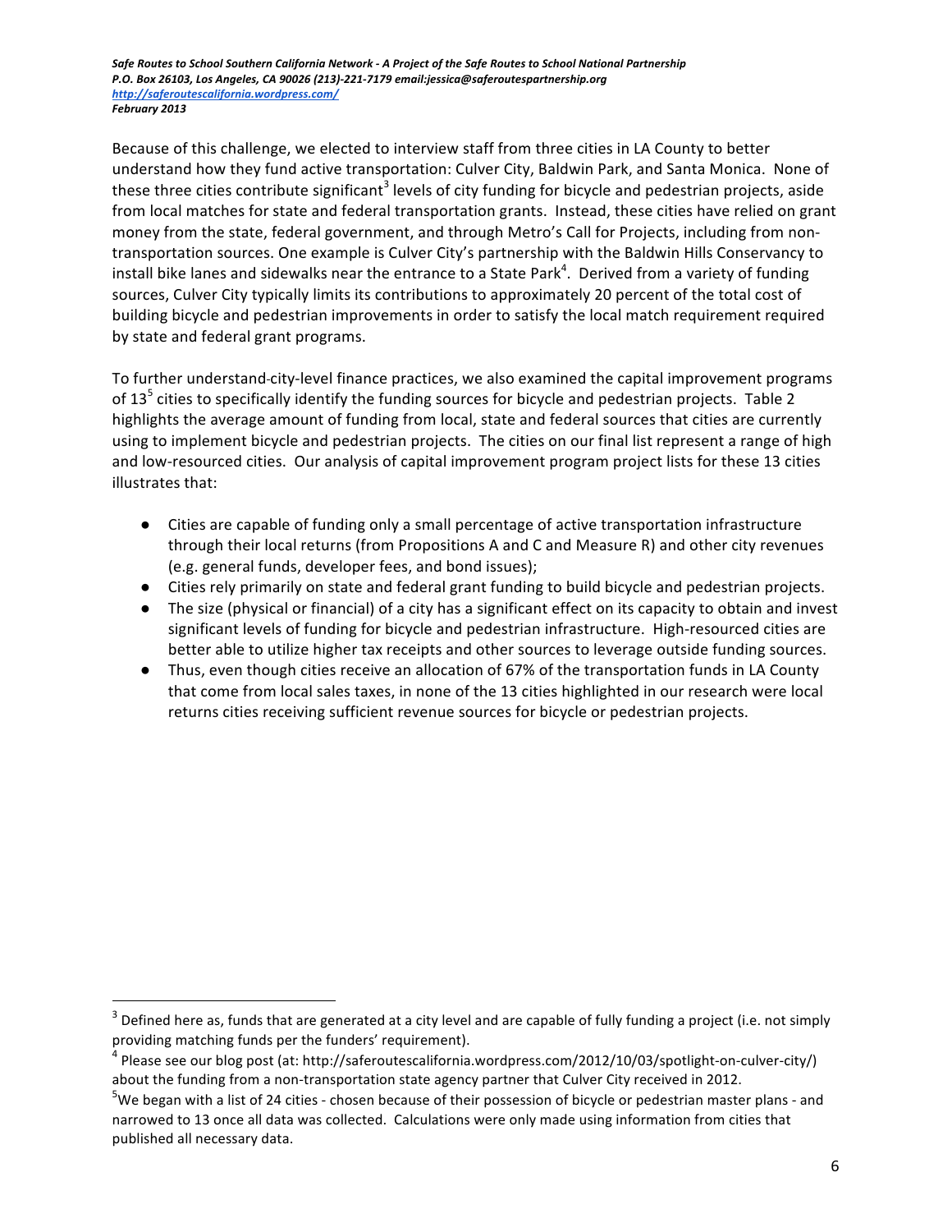Because of this challenge, we elected to interview staff from three cities in LA County to better understand how they fund active transportation: Culver City, Baldwin Park, and Santa Monica. None of these three cities contribute significant[3] levels of city funding for bicycle and pedestrian projects, aside from local matches for state and federal transportation grants. Instead, these cities have relied on grant money from the state, federal government, and through Metro's Call for Projects, including from non-transportation sources. One example is Culver City's partnership with the Baldwin Hills Conservancy to install bike lanes and sidewalks near the entrance to a State Park[4]. Derived from a variety of funding sources, Culver City typically limits its contributions to approximately 20 percent of the total cost of building bicycle and pedestrian improvements in order to satisfy the local match requirement required by state and federal grant programs.

To further understand city-level finance practices, we also examined the capital improvement programs of 13[5] cities to specifically identify the funding sources for bicycle and pedestrian projects. Table 2 highlights the average amount of funding from local, state and federal sources that cities are currently using to implement bicycle and pedestrian projects. The cities on our final list represent a range of high and low-resourced cities. Our analysis of capital improvement program project lists for these 13 cities illustrates that:

- Cities are capable of funding only a small percentage of active transportation infrastructure through their local returns (from Propositions A and C and Measure R) and other city revenues (e.g. general funds, developer fees, and bond issues);
- Cities rely primarily on state and federal grant funding to build bicycle and pedestrian projects.
- The size (physical or financial) of a city has a significant effect on its capacity to obtain and invest significant levels of funding for bicycle and pedestrian infrastructure. High-resourced cities are better able to utilize higher tax receipts and other sources to leverage outside funding sources.
- Thus, even though cities receive an allocation of 67% of the transportation funds in LA County that come from local sales taxes, in none of the 13 cities highlighted in our research were local returns cities receiving sufficient revenue sources for bicycle or pedestrian projects.

---

[3] Defined here as, funds that are generated at a city level and are capable of fully funding a project (i.e. not simply providing matching funds per the funders' requirement).

[4] Please see our blog post (at: http://saferoutescalifornia.wordpress.com/2012/10/03/spotlight-on-culver-city/) about the funding from a non-transportation state agency partner that Culver City received in 2012.

[5] We began with a list of 24 cities - chosen because of their possession of bicycle or pedestrian master plans - and narrowed to 13 once all data was collected. Calculations were only made using information from cities that published all necessary data.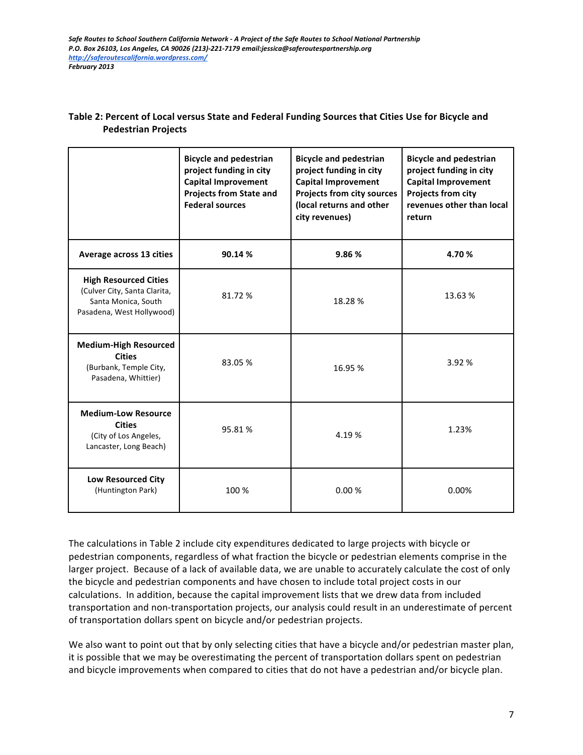**Table 2: Percent of Local versus State and Federal Funding Sources that Cities Use for Bicycle and Pedestrian Projects**

| | Bicycle and pedestrian project funding in city Capital Improvement Projects from State and Federal sources | Bicycle and pedestrian project funding in city Capital Improvement Projects from city sources (local returns and other city revenues) | Bicycle and pedestrian project funding in city Capital Improvement Projects from city revenues other than local return |
|---|---|---|---|
| **Average across 13 cities** | **90.14 %** | **9.86 %** | **4.70 %** |
| **High Resourced Cities** (Culver City, Santa Clarita, Santa Monica, South Pasadena, West Hollywood) | 81.72 % | 18.28 % | 13.63 % |
| **Medium-High Resourced Cities** (Burbank, Temple City, Pasadena, Whittier) | 83.05 % | 16.95 % | 3.92 % |
| **Medium-Low Resource Cities** (City of Los Angeles, Lancaster, Long Beach) | 95.81 % | 4.19 % | 1.23% |
| **Low Resourced City** (Huntington Park) | 100 % | 0.00 % | 0.00% |

The calculations in Table 2 include city expenditures dedicated to large projects with bicycle or pedestrian components, regardless of what fraction the bicycle or pedestrian elements comprise in the larger project. Because of a lack of available data, we are unable to accurately calculate the cost of only the bicycle and pedestrian components and have chosen to include total project costs in our calculations. In addition, because the capital improvement lists that we drew data from included transportation and non-transportation projects, our analysis could result in an underestimate of percent of transportation dollars spent on bicycle and/or pedestrian projects.

We also want to point out that by only selecting cities that have a bicycle and/or pedestrian master plan, it is possible that we may be overestimating the percent of transportation dollars spent on pedestrian and bicycle improvements when compared to cities that do not have a pedestrian and/or bicycle plan.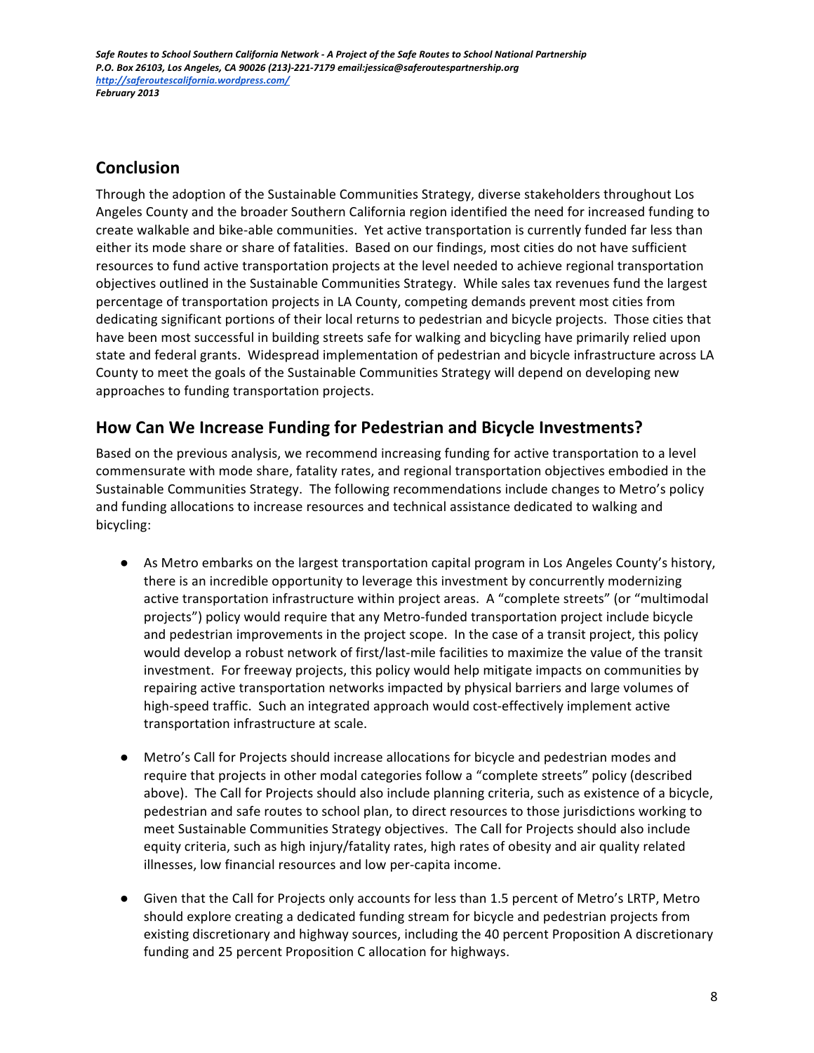## Conclusion

Through the adoption of the Sustainable Communities Strategy, diverse stakeholders throughout Los Angeles County and the broader Southern California region identified the need for increased funding to create walkable and bike-able communities. Yet active transportation is currently funded far less than either its mode share or share of fatalities. Based on our findings, most cities do not have sufficient resources to fund active transportation projects at the level needed to achieve regional transportation objectives outlined in the Sustainable Communities Strategy. While sales tax revenues fund the largest percentage of transportation projects in LA County, competing demands prevent most cities from dedicating significant portions of their local returns to pedestrian and bicycle projects. Those cities that have been most successful in building streets safe for walking and bicycling have primarily relied upon state and federal grants. Widespread implementation of pedestrian and bicycle infrastructure across LA County to meet the goals of the Sustainable Communities Strategy will depend on developing new approaches to funding transportation projects.

## How Can We Increase Funding for Pedestrian and Bicycle Investments?

Based on the previous analysis, we recommend increasing funding for active transportation to a level commensurate with mode share, fatality rates, and regional transportation objectives embodied in the Sustainable Communities Strategy. The following recommendations include changes to Metro's policy and funding allocations to increase resources and technical assistance dedicated to walking and bicycling:

- As Metro embarks on the largest transportation capital program in Los Angeles County's history, there is an incredible opportunity to leverage this investment by concurrently modernizing active transportation infrastructure within project areas. A "complete streets" (or "multimodal projects") policy would require that any Metro-funded transportation project include bicycle and pedestrian improvements in the project scope. In the case of a transit project, this policy would develop a robust network of first/last-mile facilities to maximize the value of the transit investment. For freeway projects, this policy would help mitigate impacts on communities by repairing active transportation networks impacted by physical barriers and large volumes of high-speed traffic. Such an integrated approach would cost-effectively implement active transportation infrastructure at scale.

- Metro's Call for Projects should increase allocations for bicycle and pedestrian modes and require that projects in other modal categories follow a "complete streets" policy (described above). The Call for Projects should also include planning criteria, such as existence of a bicycle, pedestrian and safe routes to school plan, to direct resources to those jurisdictions working to meet Sustainable Communities Strategy objectives. The Call for Projects should also include equity criteria, such as high injury/fatality rates, high rates of obesity and air quality related illnesses, low financial resources and low per-capita income.

- Given that the Call for Projects only accounts for less than 1.5 percent of Metro's LRTP, Metro should explore creating a dedicated funding stream for bicycle and pedestrian projects from existing discretionary and highway sources, including the 40 percent Proposition A discretionary funding and 25 percent Proposition C allocation for highways.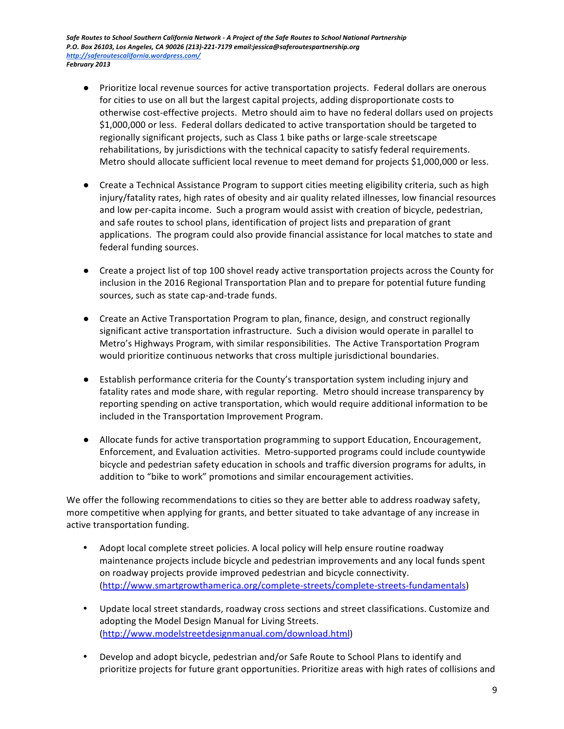- Prioritize local revenue sources for active transportation projects. Federal dollars are onerous for cities to use on all but the largest capital projects, adding disproportionate costs to otherwise cost-effective projects. Metro should aim to have no federal dollars used on projects $1,000,000 or less. Federal dollars dedicated to active transportation should be targeted to regionally significant projects, such as Class 1 bike paths or large-scale streetscape rehabilitations, by jurisdictions with the technical capacity to satisfy federal requirements. Metro should allocate sufficient local revenue to meet demand for projects $1,000,000 or less.

- Create a Technical Assistance Program to support cities meeting eligibility criteria, such as high injury/fatality rates, high rates of obesity and air quality related illnesses, low financial resources and low per-capita income. Such a program would assist with creation of bicycle, pedestrian, and safe routes to school plans, identification of project lists and preparation of grant applications. The program could also provide financial assistance for local matches to state and federal funding sources.

- Create a project list of top 100 shovel ready active transportation projects across the County for inclusion in the 2016 Regional Transportation Plan and to prepare for potential future funding sources, such as state cap-and-trade funds.

- Create an Active Transportation Program to plan, finance, design, and construct regionally significant active transportation infrastructure. Such a division would operate in parallel to Metro's Highways Program, with similar responsibilities. The Active Transportation Program would prioritize continuous networks that cross multiple jurisdictional boundaries.

- Establish performance criteria for the County's transportation system including injury and fatality rates and mode share, with regular reporting. Metro should increase transparency by reporting spending on active transportation, which would require additional information to be included in the Transportation Improvement Program.

- Allocate funds for active transportation programming to support Education, Encouragement, Enforcement, and Evaluation activities. Metro-supported programs could include countywide bicycle and pedestrian safety education in schools and traffic diversion programs for adults, in addition to "bike to work" promotions and similar encouragement activities.

We offer the following recommendations to cities so they are better able to address roadway safety, more competitive when applying for grants, and better situated to take advantage of any increase in active transportation funding.

- Adopt local complete street policies. A local policy will help ensure routine roadway maintenance projects include bicycle and pedestrian improvements and any local funds spent on roadway projects provide improved pedestrian and bicycle connectivity. (http://www.smartgrowthamerica.org/complete-streets/complete-streets-fundamentals)

- Update local street standards, roadway cross sections and street classifications. Customize and adopting the Model Design Manual for Living Streets. (http://www.modelstreetdesignmanual.com/download.html)

- Develop and adopt bicycle, pedestrian and/or Safe Route to School Plans to identify and prioritize projects for future grant opportunities. Prioritize areas with high rates of collisions and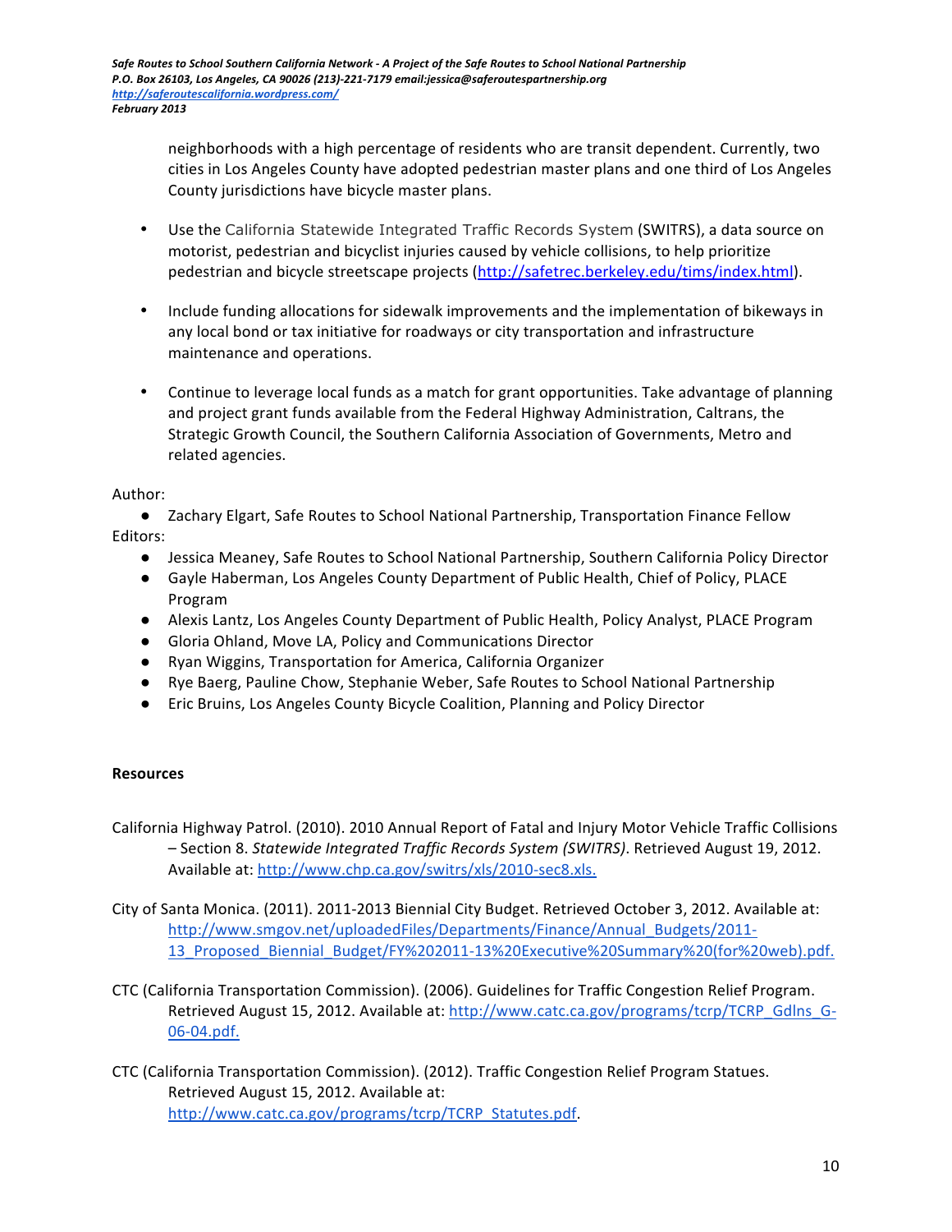neighborhoods with a high percentage of residents who are transit dependent. Currently, two cities in Los Angeles County have adopted pedestrian master plans and one third of Los Angeles County jurisdictions have bicycle master plans.

- Use the California Statewide Integrated Traffic Records System (SWITRS), a data source on motorist, pedestrian and bicyclist injuries caused by vehicle collisions, to help prioritize pedestrian and bicycle streetscape projects (http://safetrec.berkeley.edu/tims/index.html).

- Include funding allocations for sidewalk improvements and the implementation of bikeways in any local bond or tax initiative for roadways or city transportation and infrastructure maintenance and operations.

- Continue to leverage local funds as a match for grant opportunities. Take advantage of planning and project grant funds available from the Federal Highway Administration, Caltrans, the Strategic Growth Council, the Southern California Association of Governments, Metro and related agencies.

Author:

- Zachary Elgart, Safe Routes to School National Partnership, Transportation Finance Fellow

Editors:

- Jessica Meaney, Safe Routes to School National Partnership, Southern California Policy Director
- Gayle Haberman, Los Angeles County Department of Public Health, Chief of Policy, PLACE Program
- Alexis Lantz, Los Angeles County Department of Public Health, Policy Analyst, PLACE Program
- Gloria Ohland, Move LA, Policy and Communications Director
- Ryan Wiggins, Transportation for America, California Organizer
- Rye Baerg, Pauline Chow, Stephanie Weber, Safe Routes to School National Partnership
- Eric Bruins, Los Angeles County Bicycle Coalition, Planning and Policy Director

**Resources**

California Highway Patrol. (2010). 2010 Annual Report of Fatal and Injury Motor Vehicle Traffic Collisions – Section 8. *Statewide Integrated Traffic Records System (SWITRS)*. Retrieved August 19, 2012. Available at: http://www.chp.ca.gov/switrs/xls/2010-sec8.xls.

City of Santa Monica. (2011). 2011-2013 Biennial City Budget. Retrieved October 3, 2012. Available at: http://www.smgov.net/uploadedFiles/Departments/Finance/Annual_Budgets/2011-13_Proposed_Biennial_Budget/FY%202011-13%20Executive%20Summary%20(for%20web).pdf.

CTC (California Transportation Commission). (2006). Guidelines for Traffic Congestion Relief Program. Retrieved August 15, 2012. Available at: http://www.catc.ca.gov/programs/tcrp/TCRP_Gdlns_G-06-04.pdf.

CTC (California Transportation Commission). (2012). Traffic Congestion Relief Program Statues. Retrieved August 15, 2012. Available at: http://www.catc.ca.gov/programs/tcrp/TCRP_Statutes.pdf.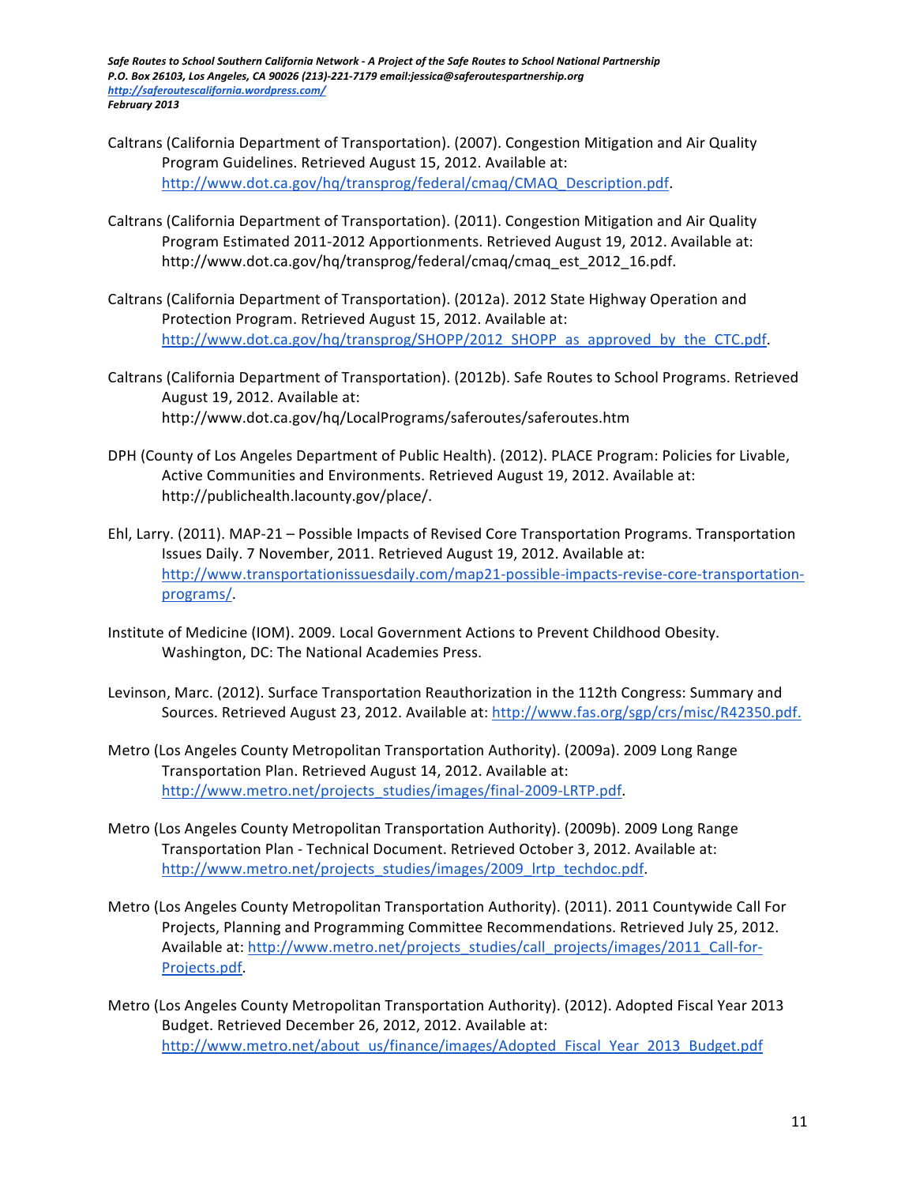Caltrans (California Department of Transportation). (2007). Congestion Mitigation and Air Quality Program Guidelines. Retrieved August 15, 2012. Available at: http://www.dot.ca.gov/hq/transprog/federal/cmaq/CMAQ_Description.pdf.

Caltrans (California Department of Transportation). (2011). Congestion Mitigation and Air Quality Program Estimated 2011-2012 Apportionments. Retrieved August 19, 2012. Available at: http://www.dot.ca.gov/hq/transprog/federal/cmaq/cmaq_est_2012_16.pdf.

Caltrans (California Department of Transportation). (2012a). 2012 State Highway Operation and Protection Program. Retrieved August 15, 2012. Available at: http://www.dot.ca.gov/hq/transprog/SHOPP/2012_SHOPP_as_approved_by_the_CTC.pdf.

Caltrans (California Department of Transportation). (2012b). Safe Routes to School Programs. Retrieved August 19, 2012. Available at: http://www.dot.ca.gov/hq/LocalPrograms/saferoutes/saferoutes.htm

DPH (County of Los Angeles Department of Public Health). (2012). PLACE Program: Policies for Livable, Active Communities and Environments. Retrieved August 19, 2012. Available at: http://publichealth.lacounty.gov/place/.

Ehl, Larry. (2011). MAP-21 – Possible Impacts of Revised Core Transportation Programs. Transportation Issues Daily. 7 November, 2011. Retrieved August 19, 2012. Available at: http://www.transportationissuesdaily.com/map21-possible-impacts-revise-core-transportation-programs/.

Institute of Medicine (IOM). 2009. Local Government Actions to Prevent Childhood Obesity. Washington, DC: The National Academies Press.

Levinson, Marc. (2012). Surface Transportation Reauthorization in the 112th Congress: Summary and Sources. Retrieved August 23, 2012. Available at: http://www.fas.org/sgp/crs/misc/R42350.pdf.

Metro (Los Angeles County Metropolitan Transportation Authority). (2009a). 2009 Long Range Transportation Plan. Retrieved August 14, 2012. Available at: http://www.metro.net/projects_studies/images/final-2009-LRTP.pdf.

Metro (Los Angeles County Metropolitan Transportation Authority). (2009b). 2009 Long Range Transportation Plan - Technical Document. Retrieved October 3, 2012. Available at: http://www.metro.net/projects_studies/images/2009_lrtp_techdoc.pdf.

Metro (Los Angeles County Metropolitan Transportation Authority). (2011). 2011 Countywide Call For Projects, Planning and Programming Committee Recommendations. Retrieved July 25, 2012. Available at: http://www.metro.net/projects_studies/call_projects/images/2011_Call-for-Projects.pdf.

Metro (Los Angeles County Metropolitan Transportation Authority). (2012). Adopted Fiscal Year 2013 Budget. Retrieved December 26, 2012, 2012. Available at: http://www.metro.net/about_us/finance/images/Adopted_Fiscal_Year_2013_Budget.pdf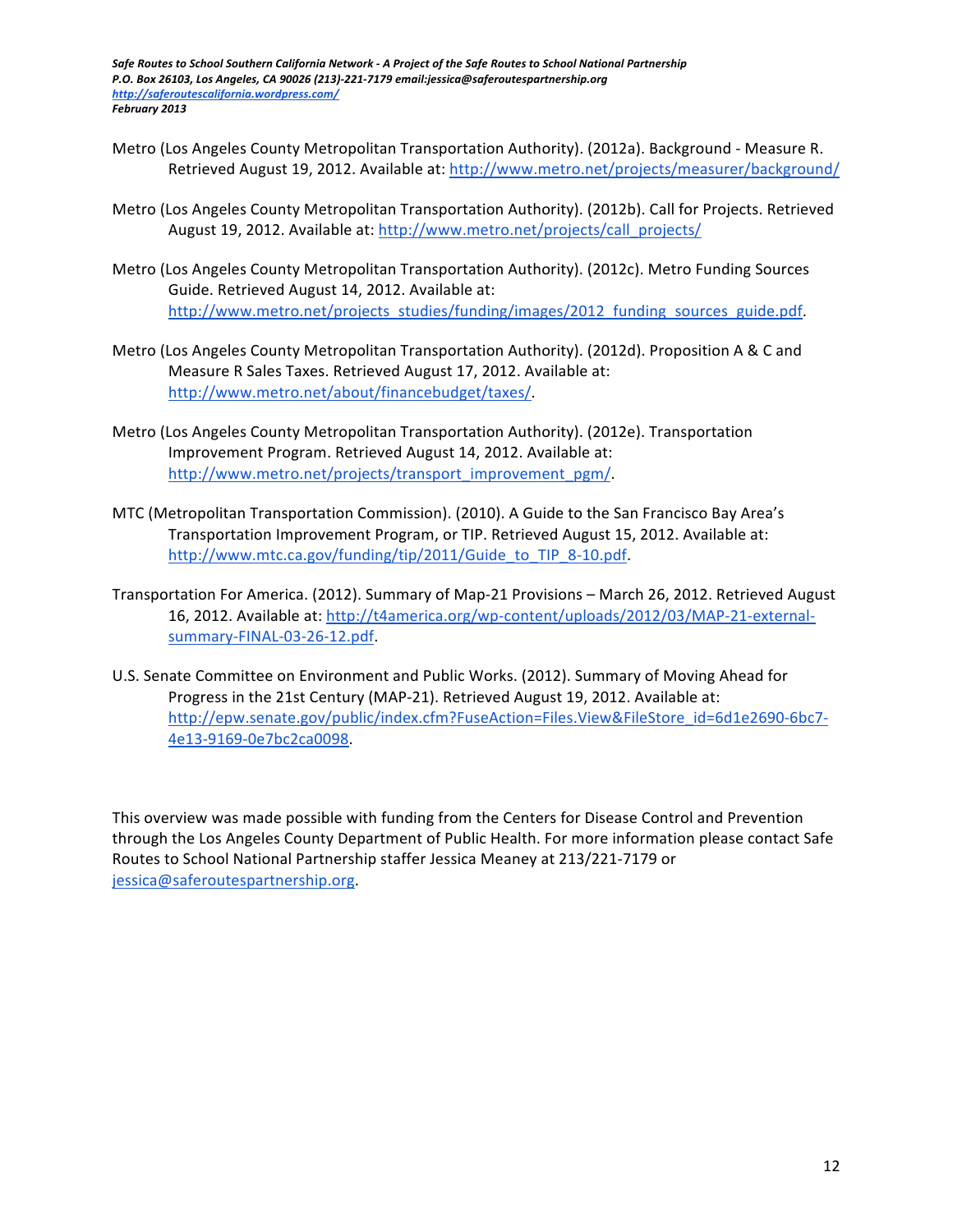Metro (Los Angeles County Metropolitan Transportation Authority). (2012a). Background - Measure R. Retrieved August 19, 2012. Available at: http://www.metro.net/projects/measurer/background/

Metro (Los Angeles County Metropolitan Transportation Authority). (2012b). Call for Projects. Retrieved August 19, 2012. Available at: http://www.metro.net/projects/call_projects/

Metro (Los Angeles County Metropolitan Transportation Authority). (2012c). Metro Funding Sources Guide. Retrieved August 14, 2012. Available at: http://www.metro.net/projects_studies/funding/images/2012_funding_sources_guide.pdf.

Metro (Los Angeles County Metropolitan Transportation Authority). (2012d). Proposition A & C and Measure R Sales Taxes. Retrieved August 17, 2012. Available at: http://www.metro.net/about/financebudget/taxes/.

Metro (Los Angeles County Metropolitan Transportation Authority). (2012e). Transportation Improvement Program. Retrieved August 14, 2012. Available at: http://www.metro.net/projects/transport_improvement_pgm/.

MTC (Metropolitan Transportation Commission). (2010). A Guide to the San Francisco Bay Area's Transportation Improvement Program, or TIP. Retrieved August 15, 2012. Available at: http://www.mtc.ca.gov/funding/tip/2011/Guide_to_TIP_8-10.pdf.

Transportation For America. (2012). Summary of Map-21 Provisions – March 26, 2012. Retrieved August 16, 2012. Available at: http://t4america.org/wp-content/uploads/2012/03/MAP-21-external-summary-FINAL-03-26-12.pdf.

U.S. Senate Committee on Environment and Public Works. (2012). Summary of Moving Ahead for Progress in the 21st Century (MAP-21). Retrieved August 19, 2012. Available at: http://epw.senate.gov/public/index.cfm?FuseAction=Files.View&FileStore_id=6d1e2690-6bc7-4e13-9169-0e7bc2ca0098.

This overview was made possible with funding from the Centers for Disease Control and Prevention through the Los Angeles County Department of Public Health. For more information please contact Safe Routes to School National Partnership staffer Jessica Meaney at 213/221-7179 or jessica@saferoutespartnership.org.